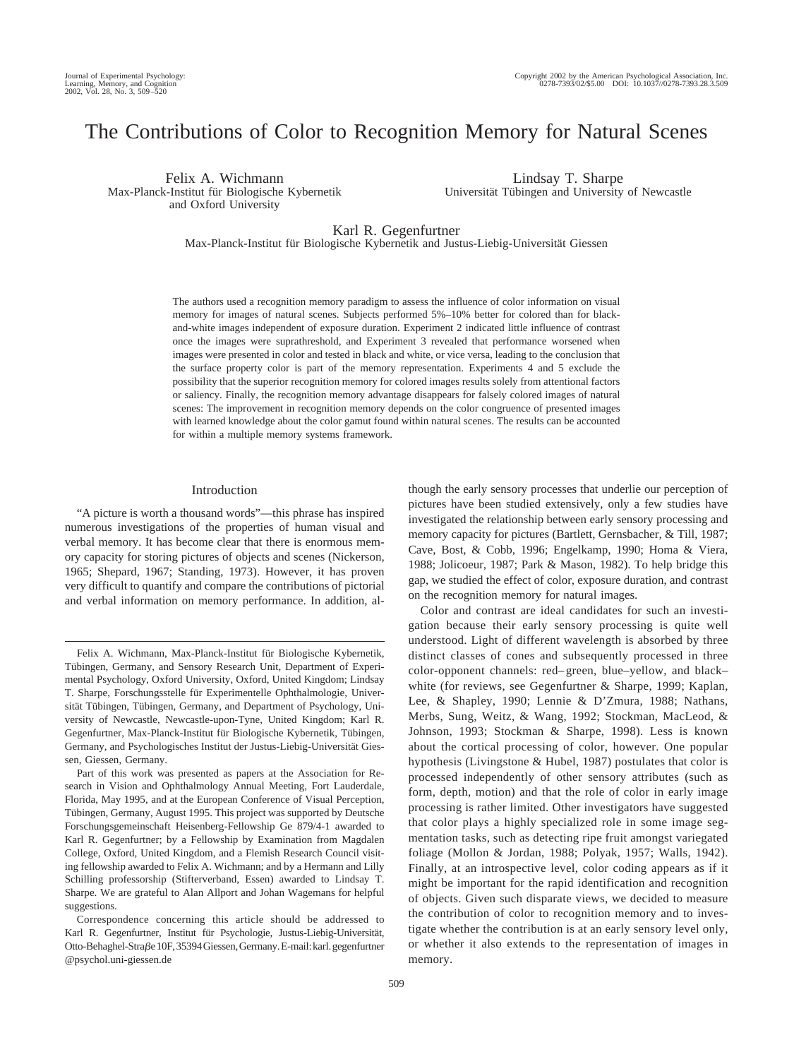# The Contributions of Color to Recognition Memory for Natural Scenes

Felix A. Wichmann
Max-Planck-Institut für Biologische Kybernetik and Oxford University

Lindsay T. Sharpe
Universität Tübingen and University of Newcastle

Karl R. Gegenfurtner
Max-Planck-Institut für Biologische Kybernetik and Justus-Liebig-Universität Giessen

The authors used a recognition memory paradigm to assess the influence of color information on visual memory for images of natural scenes. Subjects performed 5%–10% better for colored than for black-and-white images independent of exposure duration. Experiment 2 indicated little influence of contrast once the images were suprathreshold, and Experiment 3 revealed that performance worsened when images were presented in color and tested in black and white, or vice versa, leading to the conclusion that the surface property color is part of the memory representation. Experiments 4 and 5 exclude the possibility that the superior recognition memory for colored images results solely from attentional factors or saliency. Finally, the recognition memory advantage disappears for falsely colored images of natural scenes: The improvement in recognition memory depends on the color congruence of presented images with learned knowledge about the color gamut found within natural scenes. The results can be accounted for within a multiple memory systems framework.

## Introduction

"A picture is worth a thousand words"—this phrase has inspired numerous investigations of the properties of human visual and verbal memory. It has become clear that there is enormous memory capacity for storing pictures of objects and scenes (Nickerson, 1965; Shepard, 1967; Standing, 1973). However, it has proven very difficult to quantify and compare the contributions of pictorial and verbal information on memory performance. In addition, although the early sensory processes that underlie our perception of pictures have been studied extensively, only a few studies have investigated the relationship between early sensory processing and memory capacity for pictures (Bartlett, Gernsbacher, & Till, 1987; Cave, Bost, & Cobb, 1996; Engelkamp, 1990; Homa & Viera, 1988; Jolicoeur, 1987; Park & Mason, 1982). To help bridge this gap, we studied the effect of color, exposure duration, and contrast on the recognition memory for natural images.

Color and contrast are ideal candidates for such an investigation because their early sensory processing is quite well understood. Light of different wavelength is absorbed by three distinct classes of cones and subsequently processed in three color-opponent channels: red–green, blue–yellow, and black–white (for reviews, see Gegenfurtner & Sharpe, 1999; Kaplan, Lee, & Shapley, 1990; Lennie & D'Zmura, 1988; Nathans, Merbs, Sung, Weitz, & Wang, 1992; Stockman, MacLeod, & Johnson, 1993; Stockman & Sharpe, 1998). Less is known about the cortical processing of color, however. One popular hypothesis (Livingstone & Hubel, 1987) postulates that color is processed independently of other sensory attributes (such as form, depth, motion) and that the role of color in early image processing is rather limited. Other investigators have suggested that color plays a highly specialized role in some image segmentation tasks, such as detecting ripe fruit amongst variegated foliage (Mollon & Jordan, 1988; Polyak, 1957; Walls, 1942). Finally, at an introspective level, color coding appears as if it might be important for the rapid identification and recognition of objects. Given such disparate views, we decided to measure the contribution of color to recognition memory and to investigate whether the contribution is at an early sensory level only, or whether it also extends to the representation of images in memory.

---

Felix A. Wichmann, Max-Planck-Institut für Biologische Kybernetik, Tübingen, Germany, and Sensory Research Unit, Department of Experimental Psychology, Oxford University, Oxford, United Kingdom; Lindsay T. Sharpe, Forschungsstelle für Experimentelle Ophthalmologie, Universität Tübingen, Tübingen, Germany, and Department of Psychology, University of Newcastle, Newcastle-upon-Tyne, United Kingdom; Karl R. Gegenfurtner, Max-Planck-Institut für Biologische Kybernetik, Tübingen, Germany, and Psychologisches Institut der Justus-Liebig-Universität Giessen, Giessen, Germany.

Part of this work was presented as papers at the Association for Research in Vision and Ophthalmology Annual Meeting, Fort Lauderdale, Florida, May 1995, and at the European Conference of Visual Perception, Tübingen, Germany, August 1995. This project was supported by Deutsche Forschungsgemeinschaft Heisenberg-Fellowship Ge 879/4-1 awarded to Karl R. Gegenfurtner; by a Fellowship by Examination from Magdalen College, Oxford, United Kingdom, and a Flemish Research Council visiting fellowship awarded to Felix A. Wichmann; and by a Hermann and Lilly Schilling professorship (Stifterverband, Essen) awarded to Lindsay T. Sharpe. We are grateful to Alan Allport and Johan Wagemans for helpful suggestions.

Correspondence concerning this article should be addressed to Karl R. Gegenfurtner, Institut für Psychologie, Justus-Liebig-Universität, Otto-Behaghel-Straβe 10F, 35394 Giessen, Germany. E-mail: karl.gegenfurtner@psychol.uni-giessen.de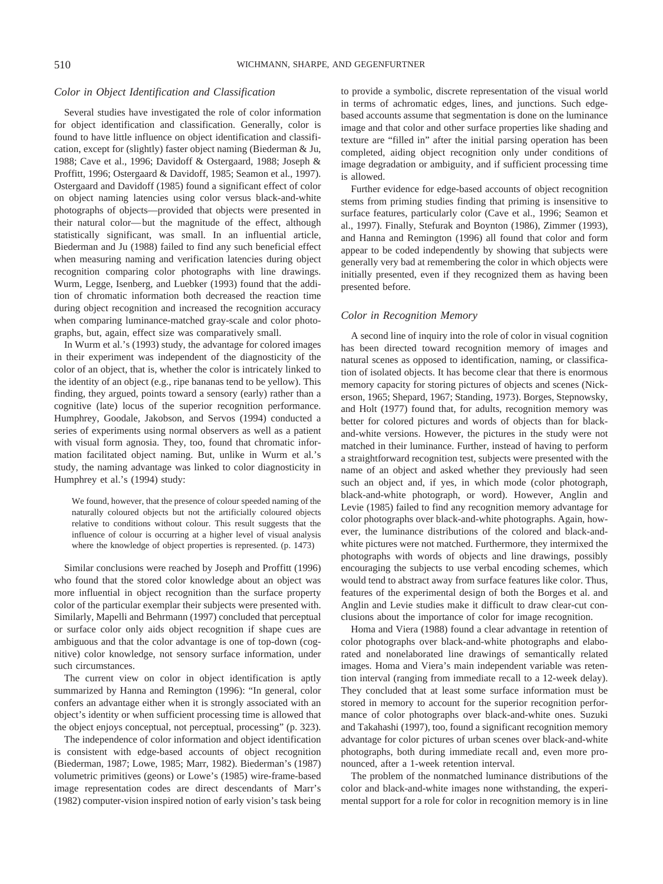### *Color in Object Identification and Classification*

Several studies have investigated the role of color information for object identification and classification. Generally, color is found to have little influence on object identification and classification, except for (slightly) faster object naming (Biederman & Ju, 1988; Cave et al., 1996; Davidoff & Ostergaard, 1988; Joseph & Proffitt, 1996; Ostergaard & Davidoff, 1985; Seamon et al., 1997). Ostergaard and Davidoff (1985) found a significant effect of color on object naming latencies using color versus black-and-white photographs of objects—provided that objects were presented in their natural color—but the magnitude of the effect, although statistically significant, was small. In an influential article, Biederman and Ju (1988) failed to find any such beneficial effect when measuring naming and verification latencies during object recognition comparing color photographs with line drawings. Wurm, Legge, Isenberg, and Luebker (1993) found that the addition of chromatic information both decreased the reaction time during object recognition and increased the recognition accuracy when comparing luminance-matched gray-scale and color photographs, but, again, effect size was comparatively small.

In Wurm et al.'s (1993) study, the advantage for colored images in their experiment was independent of the diagnosticity of the color of an object, that is, whether the color is intricately linked to the identity of an object (e.g., ripe bananas tend to be yellow). This finding, they argued, points toward a sensory (early) rather than a cognitive (late) locus of the superior recognition performance. Humphrey, Goodale, Jakobson, and Servos (1994) conducted a series of experiments using normal observers as well as a patient with visual form agnosia. They, too, found that chromatic information facilitated object naming. But, unlike in Wurm et al.'s study, the naming advantage was linked to color diagnosticity in Humphrey et al.'s (1994) study:

> We found, however, that the presence of colour speeded naming of the naturally coloured objects but not the artificially coloured objects relative to conditions without colour. This result suggests that the influence of colour is occurring at a higher level of visual analysis where the knowledge of object properties is represented. (p. 1473)

Similar conclusions were reached by Joseph and Proffitt (1996) who found that the stored color knowledge about an object was more influential in object recognition than the surface property color of the particular exemplar their subjects were presented with. Similarly, Mapelli and Behrmann (1997) concluded that perceptual or surface color only aids object recognition if shape cues are ambiguous and that the color advantage is one of top-down (cognitive) color knowledge, not sensory surface information, under such circumstances.

The current view on color in object identification is aptly summarized by Hanna and Remington (1996): "In general, color confers an advantage either when it is strongly associated with an object's identity or when sufficient processing time is allowed that the object enjoys conceptual, not perceptual, processing" (p. 323).

The independence of color information and object identification is consistent with edge-based accounts of object recognition (Biederman, 1987; Lowe, 1985; Marr, 1982). Biederman's (1987) volumetric primitives (geons) or Lowe's (1985) wire-frame-based image representation codes are direct descendants of Marr's (1982) computer-vision inspired notion of early vision's task being to provide a symbolic, discrete representation of the visual world in terms of achromatic edges, lines, and junctions. Such edge-based accounts assume that segmentation is done on the luminance image and that color and other surface properties like shading and texture are "filled in" after the initial parsing operation has been completed, aiding object recognition only under conditions of image degradation or ambiguity, and if sufficient processing time is allowed.

Further evidence for edge-based accounts of object recognition stems from priming studies finding that priming is insensitive to surface features, particularly color (Cave et al., 1996; Seamon et al., 1997). Finally, Stefurak and Boynton (1986), Zimmer (1993), and Hanna and Remington (1996) all found that color and form appear to be coded independently by showing that subjects were generally very bad at remembering the color in which objects were initially presented, even if they recognized them as having been presented before.

### *Color in Recognition Memory*

A second line of inquiry into the role of color in visual cognition has been directed toward recognition memory of images and natural scenes as opposed to identification, naming, or classification of isolated objects. It has become clear that there is enormous memory capacity for storing pictures of objects and scenes (Nickerson, 1965; Shepard, 1967; Standing, 1973). Borges, Stepnowsky, and Holt (1977) found that, for adults, recognition memory was better for colored pictures and words of objects than for black-and-white versions. However, the pictures in the study were not matched in their luminance. Further, instead of having to perform a straightforward recognition test, subjects were presented with the name of an object and asked whether they previously had seen such an object and, if yes, in which mode (color photograph, black-and-white photograph, or word). However, Anglin and Levie (1985) failed to find any recognition memory advantage for color photographs over black-and-white photographs. Again, however, the luminance distributions of the colored and black-and-white pictures were not matched. Furthermore, they intermixed the photographs with words of objects and line drawings, possibly encouraging the subjects to use verbal encoding schemes, which would tend to abstract away from surface features like color. Thus, features of the experimental design of both the Borges et al. and Anglin and Levie studies make it difficult to draw clear-cut conclusions about the importance of color for image recognition.

Homa and Viera (1988) found a clear advantage in retention of color photographs over black-and-white photographs and elaborated and nonelaborated line drawings of semantically related images. Homa and Viera's main independent variable was retention interval (ranging from immediate recall to a 12-week delay). They concluded that at least some surface information must be stored in memory to account for the superior recognition performance of color photographs over black-and-white ones. Suzuki and Takahashi (1997), too, found a significant recognition memory advantage for color pictures of urban scenes over black-and-white photographs, both during immediate recall and, even more pronounced, after a 1-week retention interval.

The problem of the nonmatched luminance distributions of the color and black-and-white images none withstanding, the experimental support for a role for color in recognition memory is in line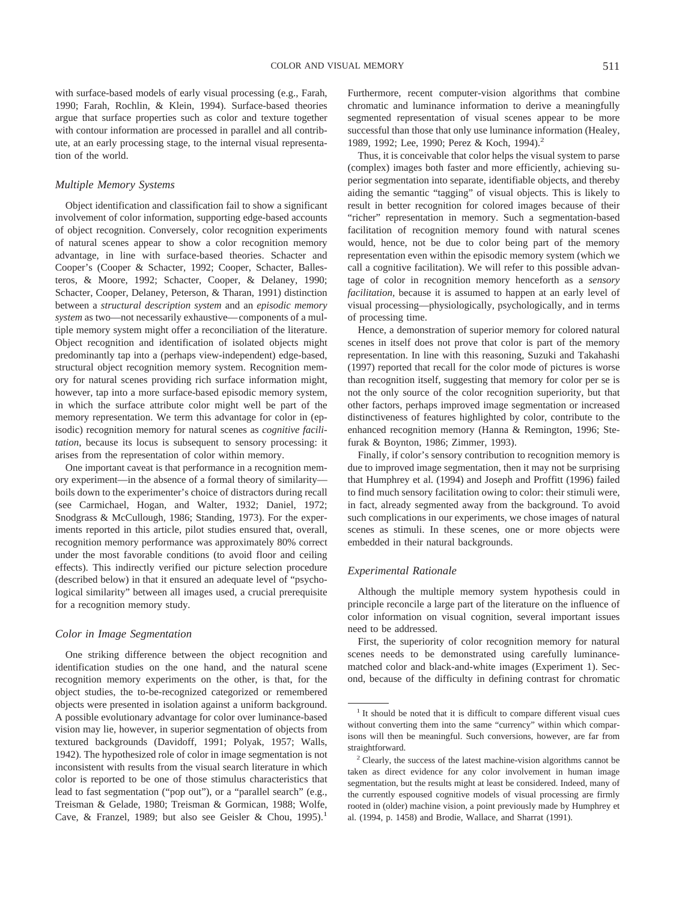with surface-based models of early visual processing (e.g., Farah, 1990; Farah, Rochlin, & Klein, 1994). Surface-based theories argue that surface properties such as color and texture together with contour information are processed in parallel and all contribute, at an early processing stage, to the internal visual representation of the world.

### Multiple Memory Systems

Object identification and classification fail to show a significant involvement of color information, supporting edge-based accounts of object recognition. Conversely, color recognition experiments of natural scenes appear to show a color recognition memory advantage, in line with surface-based theories. Schacter and Cooper's (Cooper & Schacter, 1992; Cooper, Schacter, Ballesteros, & Moore, 1992; Schacter, Cooper, & Delaney, 1990; Schacter, Cooper, Delaney, Peterson, & Tharan, 1991) distinction between a *structural description system* and an *episodic memory system* as two—not necessarily exhaustive—components of a multiple memory system might offer a reconciliation of the literature. Object recognition and identification of isolated objects might predominantly tap into a (perhaps view-independent) edge-based, structural object recognition memory system. Recognition memory for natural scenes providing rich surface information might, however, tap into a more surface-based episodic memory system, in which the surface attribute color might well be part of the memory representation. We term this advantage for color in (episodic) recognition memory for natural scenes as *cognitive facilitation*, because its locus is subsequent to sensory processing: it arises from the representation of color within memory.

One important caveat is that performance in a recognition memory experiment—in the absence of a formal theory of similarity—boils down to the experimenter's choice of distractors during recall (see Carmichael, Hogan, and Walter, 1932; Daniel, 1972; Snodgrass & McCullough, 1986; Standing, 1973). For the experiments reported in this article, pilot studies ensured that, overall, recognition memory performance was approximately 80% correct under the most favorable conditions (to avoid floor and ceiling effects). This indirectly verified our picture selection procedure (described below) in that it ensured an adequate level of "psychological similarity" between all images used, a crucial prerequisite for a recognition memory study.

### Color in Image Segmentation

One striking difference between the object recognition and identification studies on the one hand, and the natural scene recognition memory experiments on the other, is that, for the object studies, the to-be-recognized categorized or remembered objects were presented in isolation against a uniform background. A possible evolutionary advantage for color over luminance-based vision may lie, however, in superior segmentation of objects from textured backgrounds (Davidoff, 1991; Polyak, 1957; Walls, 1942). The hypothesized role of color in image segmentation is not inconsistent with results from the visual search literature in which color is reported to be one of those stimulus characteristics that lead to fast segmentation ("pop out"), or a "parallel search" (e.g., Treisman & Gelade, 1980; Treisman & Gormican, 1988; Wolfe, Cave, & Franzel, 1989; but also see Geisler & Chou, 1995).[1] Furthermore, recent computer-vision algorithms that combine chromatic and luminance information to derive a meaningfully segmented representation of visual scenes appear to be more successful than those that only use luminance information (Healey, 1989, 1992; Lee, 1990; Perez & Koch, 1994).[2]

Thus, it is conceivable that color helps the visual system to parse (complex) images both faster and more efficiently, achieving superior segmentation into separate, identifiable objects, and thereby aiding the semantic "tagging" of visual objects. This is likely to result in better recognition for colored images because of their "richer" representation in memory. Such a segmentation-based facilitation of recognition memory found with natural scenes would, hence, not be due to color being part of the memory representation even within the episodic memory system (which we call a cognitive facilitation). We will refer to this possible advantage of color in recognition memory henceforth as a *sensory facilitation*, because it is assumed to happen at an early level of visual processing—physiologically, psychologically, and in terms of processing time.

Hence, a demonstration of superior memory for colored natural scenes in itself does not prove that color is part of the memory representation. In line with this reasoning, Suzuki and Takahashi (1997) reported that recall for the color mode of pictures is worse than recognition itself, suggesting that memory for color per se is not the only source of the color recognition superiority, but that other factors, perhaps improved image segmentation or increased distinctiveness of features highlighted by color, contribute to the enhanced recognition memory (Hanna & Remington, 1996; Stefurak & Boynton, 1986; Zimmer, 1993).

Finally, if color's sensory contribution to recognition memory is due to improved image segmentation, then it may not be surprising that Humphrey et al. (1994) and Joseph and Proffitt (1996) failed to find much sensory facilitation owing to color: their stimuli were, in fact, already segmented away from the background. To avoid such complications in our experiments, we chose images of natural scenes as stimuli. In these scenes, one or more objects were embedded in their natural backgrounds.

### Experimental Rationale

Although the multiple memory system hypothesis could in principle reconcile a large part of the literature on the influence of color information on visual cognition, several important issues need to be addressed.

First, the superiority of color recognition memory for natural scenes needs to be demonstrated using carefully luminance-matched color and black-and-white images (Experiment 1). Second, because of the difficulty in defining contrast for chromatic

---

[1] It should be noted that it is difficult to compare different visual cues without converting them into the same "currency" within which comparisons will then be meaningful. Such conversions, however, are far from straightforward.

[2] Clearly, the success of the latest machine-vision algorithms cannot be taken as direct evidence for any color involvement in human image segmentation, but the results might at least be considered. Indeed, many of the currently espoused cognitive models of visual processing are firmly rooted in (older) machine vision, a point previously made by Humphrey et al. (1994, p. 1458) and Brodie, Wallace, and Sharrat (1991).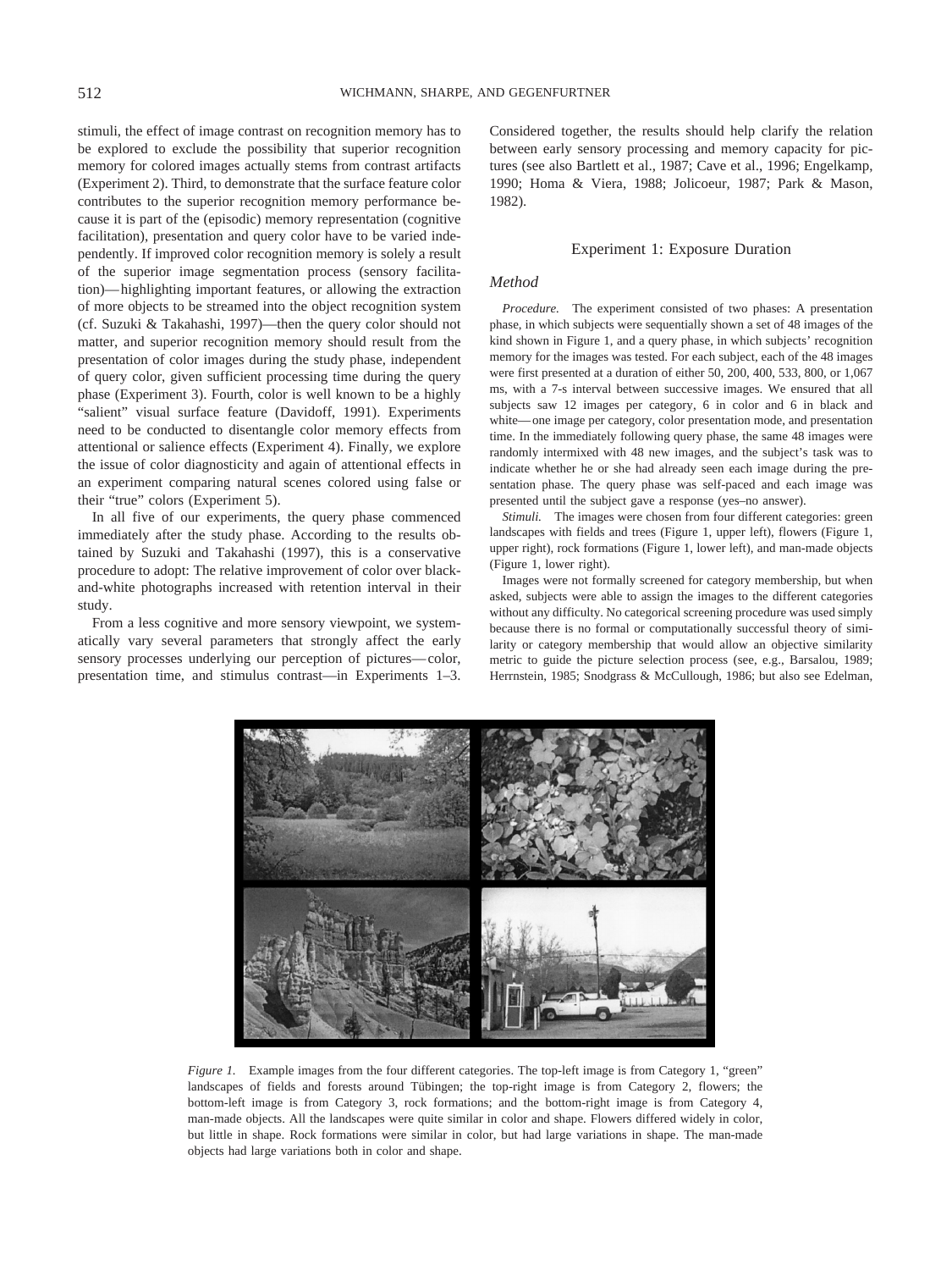stimuli, the effect of image contrast on recognition memory has to be explored to exclude the possibility that superior recognition memory for colored images actually stems from contrast artifacts (Experiment 2). Third, to demonstrate that the surface feature color contributes to the superior recognition memory performance because it is part of the (episodic) memory representation (cognitive facilitation), presentation and query color have to be varied independently. If improved color recognition memory is solely a result of the superior image segmentation process (sensory facilitation)—highlighting important features, or allowing the extraction of more objects to be streamed into the object recognition system (cf. Suzuki & Takahashi, 1997)—then the query color should not matter, and superior recognition memory should result from the presentation of color images during the study phase, independent of query color, given sufficient processing time during the query phase (Experiment 3). Fourth, color is well known to be a highly "salient" visual surface feature (Davidoff, 1991). Experiments need to be conducted to disentangle color memory effects from attentional or salience effects (Experiment 4). Finally, we explore the issue of color diagnosticity and again of attentional effects in an experiment comparing natural scenes colored using false or their "true" colors (Experiment 5).

In all five of our experiments, the query phase commenced immediately after the study phase. According to the results obtained by Suzuki and Takahashi (1997), this is a conservative procedure to adopt: The relative improvement of color over black-and-white photographs increased with retention interval in their study.

From a less cognitive and more sensory viewpoint, we systematically vary several parameters that strongly affect the early sensory processes underlying our perception of pictures—color, presentation time, and stimulus contrast—in Experiments 1–3. Considered together, the results should help clarify the relation between early sensory processing and memory capacity for pictures (see also Bartlett et al., 1987; Cave et al., 1996; Engelkamp, 1990; Homa & Viera, 1988; Jolicoeur, 1987; Park & Mason, 1982).

## Experiment 1: Exposure Duration

### Method

*Procedure.* The experiment consisted of two phases: A presentation phase, in which subjects were sequentially shown a set of 48 images of the kind shown in Figure 1, and a query phase, in which subjects' recognition memory for the images was tested. For each subject, each of the 48 images were first presented at a duration of either 50, 200, 400, 533, 800, or 1,067 ms, with a 7-s interval between successive images. We ensured that all subjects saw 12 images per category, 6 in color and 6 in black and white—one image per category, color presentation mode, and presentation time. In the immediately following query phase, the same 48 images were randomly intermixed with 48 new images, and the subject's task was to indicate whether he or she had already seen each image during the presentation phase. The query phase was self-paced and each image was presented until the subject gave a response (yes–no answer).

*Stimuli.* The images were chosen from four different categories: green landscapes with fields and trees (Figure 1, upper left), flowers (Figure 1, upper right), rock formations (Figure 1, lower left), and man-made objects (Figure 1, lower right).

Images were not formally screened for category membership, but when asked, subjects were able to assign the images to the different categories without any difficulty. No categorical screening procedure was used simply because there is no formal or computationally successful theory of similarity or category membership that would allow an objective similarity metric to guide the picture selection process (see, e.g., Barsalou, 1989; Herrnstein, 1985; Snodgrass & McCullough, 1986; but also see Edelman,

*Figure 1.* Example images from the four different categories. The top-left image is from Category 1, "green" landscapes of fields and forests around Tübingen; the top-right image is from Category 2, flowers; the bottom-left image is from Category 3, rock formations; and the bottom-right image is from Category 4, man-made objects. All the landscapes were quite similar in color and shape. Flowers differed widely in color, but little in shape. Rock formations were similar in color, but had large variations in shape. The man-made objects had large variations both in color and shape.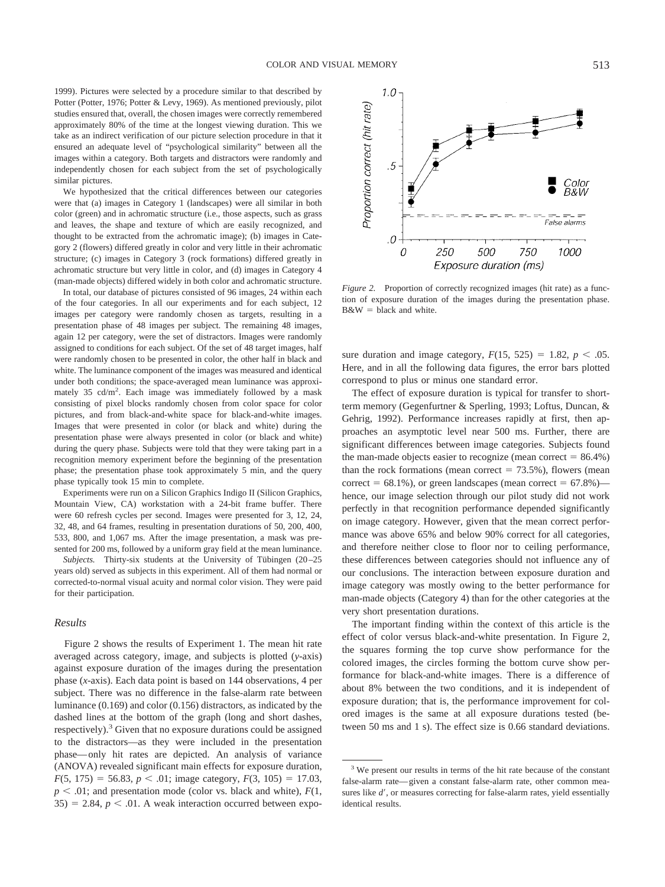1999). Pictures were selected by a procedure similar to that described by Potter (Potter, 1976; Potter & Levy, 1969). As mentioned previously, pilot studies ensured that, overall, the chosen images were correctly remembered approximately 80% of the time at the longest viewing duration. This we take as an indirect verification of our picture selection procedure in that it ensured an adequate level of "psychological similarity" between all the images within a category. Both targets and distractors were randomly and independently chosen for each subject from the set of psychologically similar pictures.

We hypothesized that the critical differences between our categories were that (a) images in Category 1 (landscapes) were all similar in both color (green) and in achromatic structure (i.e., those aspects, such as grass and leaves, the shape and texture of which are easily recognized, and thought to be extracted from the achromatic image); (b) images in Category 2 (flowers) differed greatly in color and very little in their achromatic structure; (c) images in Category 3 (rock formations) differed greatly in achromatic structure but very little in color, and (d) images in Category 4 (man-made objects) differed widely in both color and achromatic structure.

In total, our database of pictures consisted of 96 images, 24 within each of the four categories. In all our experiments and for each subject, 12 images per category were randomly chosen as targets, resulting in a presentation phase of 48 images per subject. The remaining 48 images, again 12 per category, were the set of distractors. Images were randomly assigned to conditions for each subject. Of the set of 48 target images, half were randomly chosen to be presented in color, the other half in black and white. The luminance component of the images was measured and identical under both conditions; the space-averaged mean luminance was approximately 35 cd/m$^2$. Each image was immediately followed by a mask consisting of pixel blocks randomly chosen from color space for color pictures, and from black-and-white space for black-and-white images. Images that were presented in color (or black and white) during the presentation phase were always presented in color (or black and white) during the query phase. Subjects were told that they were taking part in a recognition memory experiment before the beginning of the presentation phase; the presentation phase took approximately 5 min, and the query phase typically took 15 min to complete.

Experiments were run on a Silicon Graphics Indigo II (Silicon Graphics, Mountain View, CA) workstation with a 24-bit frame buffer. There were 60 refresh cycles per second. Images were presented for 3, 12, 24, 32, 48, and 64 frames, resulting in presentation durations of 50, 200, 400, 533, 800, and 1,067 ms. After the image presentation, a mask was presented for 200 ms, followed by a uniform gray field at the mean luminance.

*Subjects.* Thirty-six students at the University of Tübingen (20–25 years old) served as subjects in this experiment. All of them had normal or corrected-to-normal visual acuity and normal color vision. They were paid for their participation.

### *Results*

Figure 2 shows the results of Experiment 1. The mean hit rate averaged across category, image, and subjects is plotted (*y*-axis) against exposure duration of the images during the presentation phase (*x*-axis). Each data point is based on 144 observations, 4 per subject. There was no difference in the false-alarm rate between luminance (0.169) and color (0.156) distractors, as indicated by the dashed lines at the bottom of the graph (long and short dashes, respectively).[3] Given that no exposure durations could be assigned to the distractors—as they were included in the presentation phase—only hit rates are depicted. An analysis of variance (ANOVA) revealed significant main effects for exposure duration, $F(5, 175) = 56.83$, $p < .01$; image category, $F(3, 105) = 17.03$, $p < .01$; and presentation mode (color vs. black and white), $F(1, 35) = 2.84$, $p < .01$. A weak interaction occurred between exposure duration and image category, $F(15, 525) = 1.82$, $p < .05$. Here, and in all the following data figures, the error bars plotted correspond to plus or minus one standard error.

*Figure 2.* Proportion of correctly recognized images (hit rate) as a function of exposure duration of the images during the presentation phase. B&W = black and white.

The effect of exposure duration is typical for transfer to short-term memory (Gegenfurtner & Sperling, 1993; Loftus, Duncan, & Gehrig, 1992). Performance increases rapidly at first, then approaches an asymptotic level near 500 ms. Further, there are significant differences between image categories. Subjects found the man-made objects easier to recognize (mean correct = 86.4%) than the rock formations (mean correct = 73.5%), flowers (mean correct = 68.1%), or green landscapes (mean correct = 67.8%)—hence, our image selection through our pilot study did not work perfectly in that recognition performance depended significantly on image category. However, given that the mean correct performance was above 65% and below 90% correct for all categories, and therefore neither close to floor nor to ceiling performance, these differences between categories should not influence any of our conclusions. The interaction between exposure duration and image category was mostly owing to the better performance for man-made objects (Category 4) than for the other categories at the very short presentation durations.

The important finding within the context of this article is the effect of color versus black-and-white presentation. In Figure 2, the squares forming the top curve show performance for the colored images, the circles forming the bottom curve show performance for black-and-white images. There is a difference of about 8% between the two conditions, and it is independent of exposure duration; that is, the performance improvement for colored images is the same at all exposure durations tested (between 50 ms and 1 s). The effect size is 0.66 standard deviations.

[3] We present our results in terms of the hit rate because of the constant false-alarm rate—given a constant false-alarm rate, other common measures like $d'$, or measures correcting for false-alarm rates, yield essentially identical results.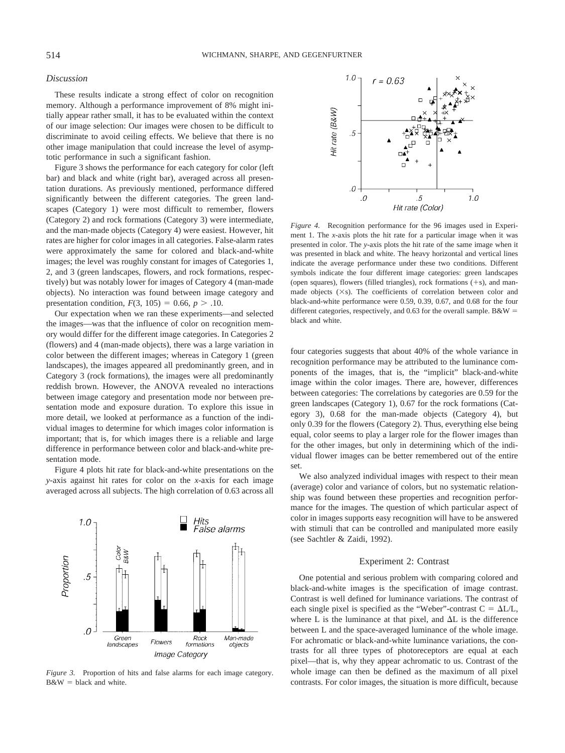### Discussion

These results indicate a strong effect of color on recognition memory. Although a performance improvement of 8% might initially appear rather small, it has to be evaluated within the context of our image selection: Our images were chosen to be difficult to discriminate to avoid ceiling effects. We believe that there is no other image manipulation that could increase the level of asymptotic performance in such a significant fashion.

Figure 3 shows the performance for each category for color (left bar) and black and white (right bar), averaged across all presentation durations. As previously mentioned, performance differed significantly between the different categories. The green landscapes (Category 1) were most difficult to remember, flowers (Category 2) and rock formations (Category 3) were intermediate, and the man-made objects (Category 4) were easiest. However, hit rates are higher for color images in all categories. False-alarm rates were approximately the same for colored and black-and-white images; the level was roughly constant for images of Categories 1, 2, and 3 (green landscapes, flowers, and rock formations, respectively) but was notably lower for images of Category 4 (man-made objects). No interaction was found between image category and presentation condition, $F(3, 105) = 0.66$, $p > .10$.

Our expectation when we ran these experiments—and selected the images—was that the influence of color on recognition memory would differ for the different image categories. In Categories 2 (flowers) and 4 (man-made objects), there was a large variation in color between the different images; whereas in Category 1 (green landscapes), the images appeared all predominantly green, and in Category 3 (rock formations), the images were all predominantly reddish brown. However, the ANOVA revealed no interactions between image category and presentation mode nor between presentation mode and exposure duration. To explore this issue in more detail, we looked at performance as a function of the individual images to determine for which images color information is important; that is, for which images there is a reliable and large difference in performance between color and black-and-white presentation mode.

Figure 4 plots hit rate for black-and-white presentations on the *y*-axis against hit rates for color on the *x*-axis for each image averaged across all subjects. The high correlation of 0.63 across all four categories suggests that about 40% of the whole variance in recognition performance may be attributed to the luminance components of the images, that is, the "implicit" black-and-white image within the color images. There are, however, differences between categories: The correlations by categories are 0.59 for the green landscapes (Category 1), 0.67 for the rock formations (Category 3), 0.68 for the man-made objects (Category 4), but only 0.39 for the flowers (Category 2). Thus, everything else being equal, color seems to play a larger role for the flower images than for the other images, but only in determining which of the individual flower images can be better remembered out of the entire set.

*Figure 3.* Proportion of hits and false alarms for each image category. B&W = black and white.

*Figure 4.* Recognition performance for the 96 images used in Experiment 1. The *x*-axis plots the hit rate for a particular image when it was presented in color. The *y*-axis plots the hit rate of the same image when it was presented in black and white. The heavy horizontal and vertical lines indicate the average performance under these two conditions. Different symbols indicate the four different image categories: green landscapes (open squares), flowers (filled triangles), rock formations (+s), and man-made objects (×s). The coefficients of correlation between color and black-and-white performance were 0.59, 0.39, 0.67, and 0.68 for the four different categories, respectively, and 0.63 for the overall sample. B&W = black and white.

We also analyzed individual images with respect to their mean (average) color and variance of colors, but no systematic relationship was found between these properties and recognition performance for the images. The question of which particular aspect of color in images supports easy recognition will have to be answered with stimuli that can be controlled and manipulated more easily (see Sachtler & Zaidi, 1992).

## Experiment 2: Contrast

One potential and serious problem with comparing colored and black-and-white images is the specification of image contrast. Contrast is well defined for luminance variations. The contrast of each single pixel is specified as the "Weber"-contrast $C = \Delta L/L$, where L is the luminance at that pixel, and $\Delta L$ is the difference between L and the space-averaged luminance of the whole image. For achromatic or black-and-white luminance variations, the contrasts for all three types of photoreceptors are equal at each pixel—that is, why they appear achromatic to us. Contrast of the whole image can then be defined as the maximum of all pixel contrasts. For color images, the situation is more difficult, because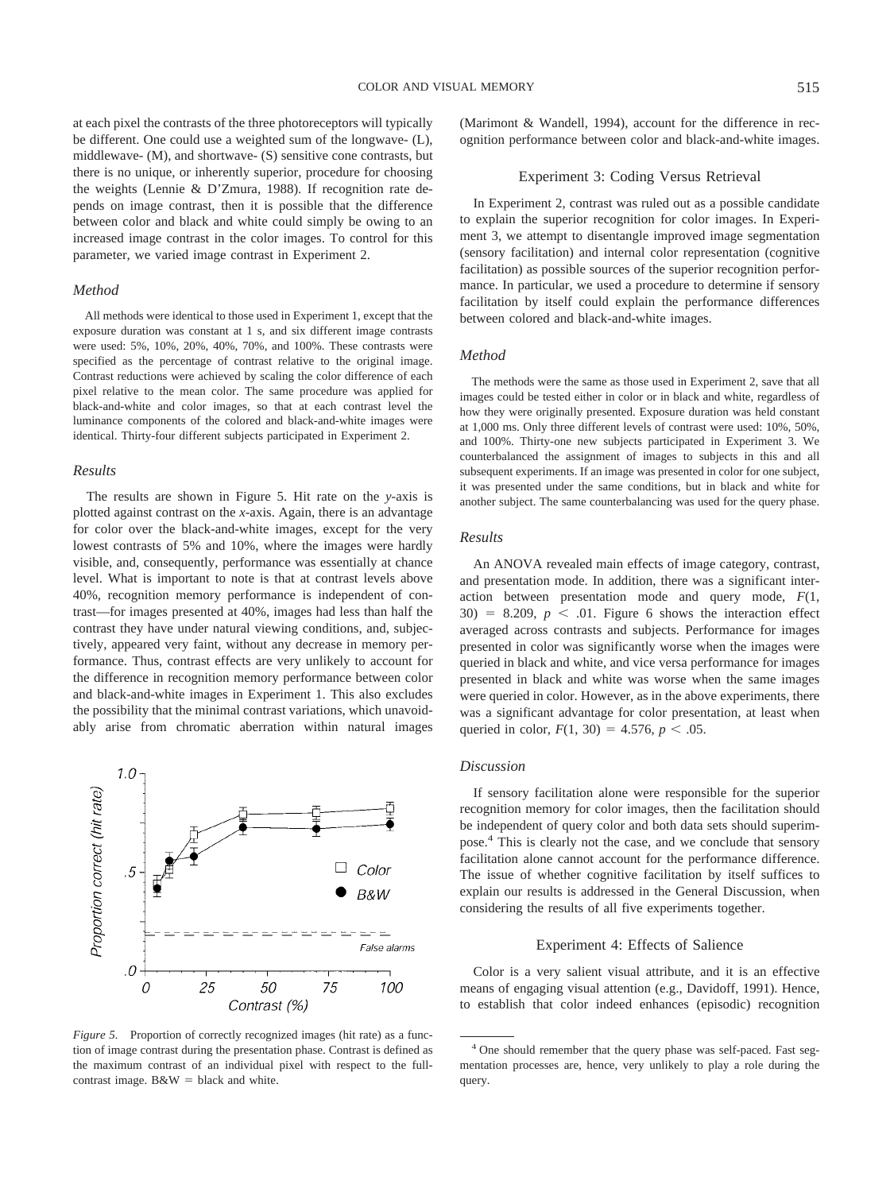at each pixel the contrasts of the three photoreceptors will typically be different. One could use a weighted sum of the longwave- (L), middlewave- (M), and shortwave- (S) sensitive cone contrasts, but there is no unique, or inherently superior, procedure for choosing the weights (Lennie & D'Zmura, 1988). If recognition rate depends on image contrast, then it is possible that the difference between color and black and white could simply be owing to an increased image contrast in the color images. To control for this parameter, we varied image contrast in Experiment 2.

### *Method*

All methods were identical to those used in Experiment 1, except that the exposure duration was constant at 1 s, and six different image contrasts were used: 5%, 10%, 20%, 40%, 70%, and 100%. These contrasts were specified as the percentage of contrast relative to the original image. Contrast reductions were achieved by scaling the color difference of each pixel relative to the mean color. The same procedure was applied for black-and-white and color images, so that at each contrast level the luminance components of the colored and black-and-white images were identical. Thirty-four different subjects participated in Experiment 2.

### *Results*

The results are shown in Figure 5. Hit rate on the *y*-axis is plotted against contrast on the *x*-axis. Again, there is an advantage for color over the black-and-white images, except for the very lowest contrasts of 5% and 10%, where the images were hardly visible, and, consequently, performance was essentially at chance level. What is important to note is that at contrast levels above 40%, recognition memory performance is independent of contrast—for images presented at 40%, images had less than half the contrast they have under natural viewing conditions, and, subjectively, appeared very faint, without any decrease in memory performance. Thus, contrast effects are very unlikely to account for the difference in recognition memory performance between color and black-and-white images in Experiment 1. This also excludes the possibility that the minimal contrast variations, which unavoidably arise from chromatic aberration within natural images (Marimont & Wandell, 1994), account for the difference in recognition performance between color and black-and-white images.

*Figure 5.* Proportion of correctly recognized images (hit rate) as a function of image contrast during the presentation phase. Contrast is defined as the maximum contrast of an individual pixel with respect to the full-contrast image. B&W = black and white.

## Experiment 3: Coding Versus Retrieval

In Experiment 2, contrast was ruled out as a possible candidate to explain the superior recognition for color images. In Experiment 3, we attempt to disentangle improved image segmentation (sensory facilitation) and internal color representation (cognitive facilitation) as possible sources of the superior recognition performance. In particular, we used a procedure to determine if sensory facilitation by itself could explain the performance differences between colored and black-and-white images.

### *Method*

The methods were the same as those used in Experiment 2, save that all images could be tested either in color or in black and white, regardless of how they were originally presented. Exposure duration was held constant at 1,000 ms. Only three different levels of contrast were used: 10%, 50%, and 100%. Thirty-one new subjects participated in Experiment 3. We counterbalanced the assignment of images to subjects in this and all subsequent experiments. If an image was presented in color for one subject, it was presented under the same conditions, but in black and white for another subject. The same counterbalancing was used for the query phase.

### *Results*

An ANOVA revealed main effects of image category, contrast, and presentation mode. In addition, there was a significant interaction between presentation mode and query mode, $F(1, 30) = 8.209$, $p < .01$. Figure 6 shows the interaction effect averaged across contrasts and subjects. Performance for images presented in color was significantly worse when the images were queried in black and white, and vice versa performance for images presented in black and white was worse when the same images were queried in color. However, as in the above experiments, there was a significant advantage for color presentation, at least when queried in color, $F(1, 30) = 4.576$, $p < .05$.

### *Discussion*

If sensory facilitation alone were responsible for the superior recognition memory for color images, then the facilitation should be independent of query color and both data sets should superimpose.[4] This is clearly not the case, and we conclude that sensory facilitation alone cannot account for the performance difference. The issue of whether cognitive facilitation by itself suffices to explain our results is addressed in the General Discussion, when considering the results of all five experiments together.

## Experiment 4: Effects of Salience

Color is a very salient visual attribute, and it is an effective means of engaging visual attention (e.g., Davidoff, 1991). Hence, to establish that color indeed enhances (episodic) recognition

[4] One should remember that the query phase was self-paced. Fast segmentation processes are, hence, very unlikely to play a role during the query.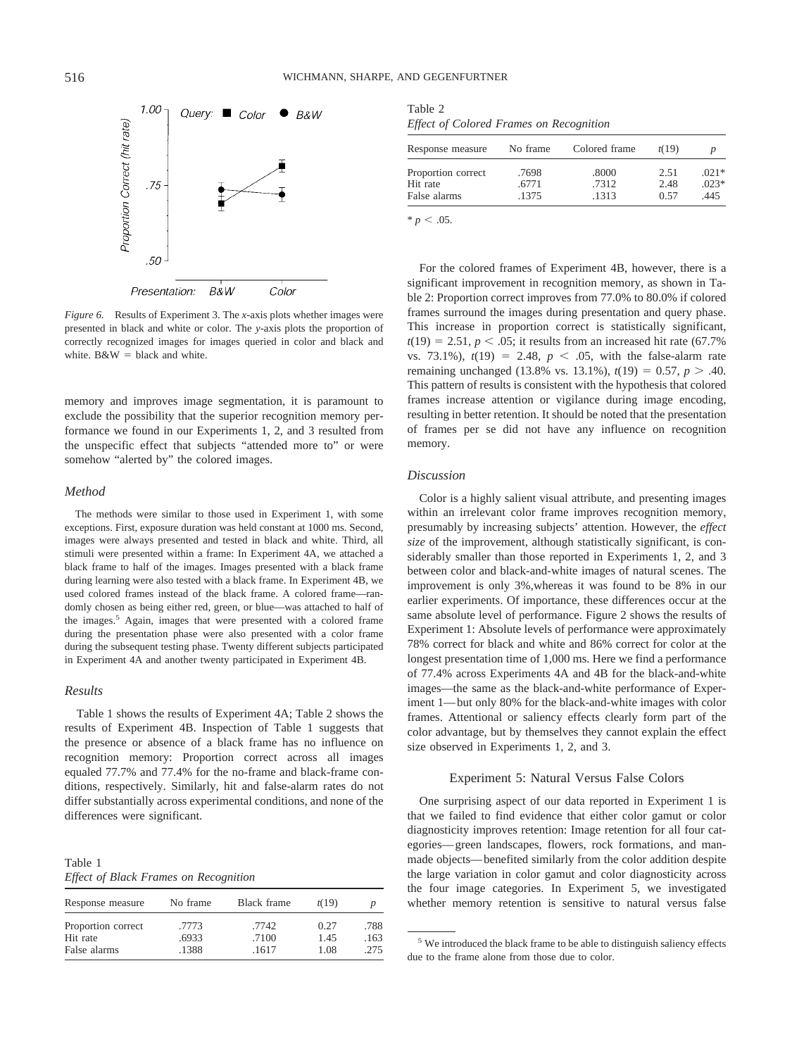*Figure 6.* Results of Experiment 3. The *x*-axis plots whether images were presented in black and white or color. The *y*-axis plots the proportion of correctly recognized images for images queried in color and black and white. B&W = black and white.

memory and improves image segmentation, it is paramount to exclude the possibility that the superior recognition memory performance we found in our Experiments 1, 2, and 3 resulted from the unspecific effect that subjects "attended more to" or were somehow "alerted by" the colored images.

### Method

The methods were similar to those used in Experiment 1, with some exceptions. First, exposure duration was held constant at 1000 ms. Second, images were always presented and tested in black and white. Third, all stimuli were presented within a frame: In Experiment 4A, we attached a black frame to half of the images. Images presented with a black frame during learning were also tested with a black frame. In Experiment 4B, we used colored frames instead of the black frame. A colored frame—randomly chosen as being either red, green, or blue—was attached to half of the images.[5] Again, images that were presented with a colored frame during the presentation phase were also presented with a color frame during the subsequent testing phase. Twenty different subjects participated in Experiment 4A and another twenty participated in Experiment 4B.

### Results

Table 1 shows the results of Experiment 4A; Table 2 shows the results of Experiment 4B. Inspection of Table 1 suggests that the presence or absence of a black frame has no influence on recognition memory: Proportion correct across all images equaled 77.7% and 77.4% for the no-frame and black-frame conditions, respectively. Similarly, hit and false-alarm rates do not differ substantially across experimental conditions, and none of the differences were significant.

Table 1
*Effect of Black Frames on Recognition*

| Response measure | No frame | Black frame | $t(19)$ | $p$ |
|---|---|---|---|---|
| Proportion correct | .7773 | .7742 | 0.27 | .788 |
| Hit rate | .6933 | .7100 | 1.45 | .163 |
| False alarms | .1388 | .1617 | 1.08 | .275 |

Table 2
*Effect of Colored Frames on Recognition*

| Response measure | No frame | Colored frame | $t(19)$ | $p$ |
|---|---|---|---|---|
| Proportion correct | .7698 | .8000 | 2.51 | .021* |
| Hit rate | .6771 | .7312 | 2.48 | .023* |
| False alarms | .1375 | .1313 | 0.57 | .445 |

\* $p < .05$.

For the colored frames of Experiment 4B, however, there is a significant improvement in recognition memory, as shown in Table 2: Proportion correct improves from 77.0% to 80.0% if colored frames surround the images during presentation and query phase. This increase in proportion correct is statistically significant, $t(19) = 2.51$, $p < .05$; it results from an increased hit rate (67.7% vs. 73.1%), $t(19) = 2.48$, $p < .05$, with the false-alarm rate remaining unchanged (13.8% vs. 13.1%), $t(19) = 0.57$, $p > .40$. This pattern of results is consistent with the hypothesis that colored frames increase attention or vigilance during image encoding, resulting in better retention. It should be noted that the presentation of frames per se did not have any influence on recognition memory.

### Discussion

Color is a highly salient visual attribute, and presenting images within an irrelevant color frame improves recognition memory, presumably by increasing subjects' attention. However, the *effect size* of the improvement, although statistically significant, is considerably smaller than those reported in Experiments 1, 2, and 3 between color and black-and-white images of natural scenes. The improvement is only 3%,whereas it was found to be 8% in our earlier experiments. Of importance, these differences occur at the same absolute level of performance. Figure 2 shows the results of Experiment 1: Absolute levels of performance were approximately 78% correct for black and white and 86% correct for color at the longest presentation time of 1,000 ms. Here we find a performance of 77.4% across Experiments 4A and 4B for the black-and-white images—the same as the black-and-white performance of Experiment 1—but only 80% for the black-and-white images with color frames. Attentional or saliency effects clearly form part of the color advantage, but by themselves they cannot explain the effect size observed in Experiments 1, 2, and 3.

## Experiment 5: Natural Versus False Colors

One surprising aspect of our data reported in Experiment 1 is that we failed to find evidence that either color gamut or color diagnosticity improves retention: Image retention for all four categories—green landscapes, flowers, rock formations, and man-made objects—benefited similarly from the color addition despite the large variation in color gamut and color diagnosticity across the four image categories. In Experiment 5, we investigated whether memory retention is sensitive to natural versus false

[5] We introduced the black frame to be able to distinguish saliency effects due to the frame alone from those due to color.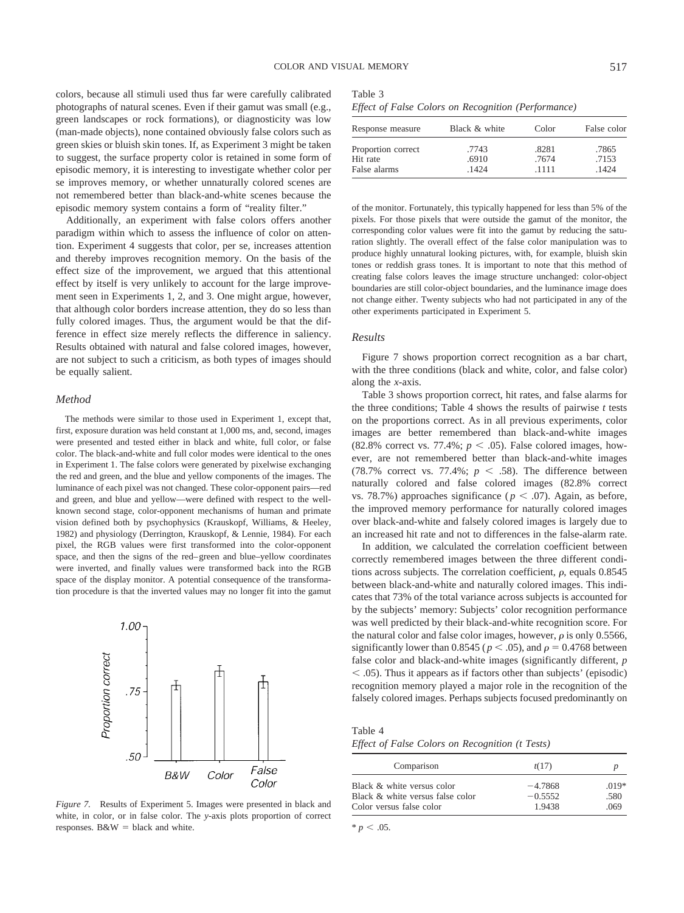colors, because all stimuli used thus far were carefully calibrated photographs of natural scenes. Even if their gamut was small (e.g., green landscapes or rock formations), or diagnosticity was low (man-made objects), none contained obviously false colors such as green skies or bluish skin tones. If, as Experiment 3 might be taken to suggest, the surface property color is retained in some form of episodic memory, it is interesting to investigate whether color per se improves memory, or whether unnaturally colored scenes are not remembered better than black-and-white scenes because the episodic memory system contains a form of "reality filter."

Additionally, an experiment with false colors offers another paradigm within which to assess the influence of color on attention. Experiment 4 suggests that color, per se, increases attention and thereby improves recognition memory. On the basis of the effect size of the improvement, we argued that this attentional effect by itself is very unlikely to account for the large improvement seen in Experiments 1, 2, and 3. One might argue, however, that although color borders increase attention, they do so less than fully colored images. Thus, the argument would be that the difference in effect size merely reflects the difference in saliency. Results obtained with natural and false colored images, however, are not subject to such a criticism, as both types of images should be equally salient.

### *Method*

The methods were similar to those used in Experiment 1, except that, first, exposure duration was held constant at 1,000 ms, and, second, images were presented and tested either in black and white, full color, or false color. The black-and-white and full color modes were identical to the ones in Experiment 1. The false colors were generated by pixelwise exchanging the red and green, and the blue and yellow components of the images. The luminance of each pixel was not changed. These color-opponent pairs—red and green, and blue and yellow—were defined with respect to the well-known second stage, color-opponent mechanisms of human and primate vision defined both by psychophysics (Krauskopf, Williams, & Heeley, 1982) and physiology (Derrington, Krauskopf, & Lennie, 1984). For each pixel, the RGB values were first transformed into the color-opponent space, and then the signs of the red–green and blue–yellow coordinates were inverted, and finally values were transformed back into the RGB space of the display monitor. A potential consequence of the transformation procedure is that the inverted values may no longer fit into the gamut of the monitor. Fortunately, this typically happened for less than 5% of the pixels. For those pixels that were outside the gamut of the monitor, the corresponding color values were fit into the gamut by reducing the saturation slightly. The overall effect of the false color manipulation was to produce highly unnatural looking pictures, with, for example, bluish skin tones or reddish grass tones. It is important to note that this method of creating false colors leaves the image structure unchanged: color-object boundaries are still color-object boundaries, and the luminance image does not change either. Twenty subjects who had not participated in any of the other experiments participated in Experiment 5.

*Figure 7.* Results of Experiment 5. Images were presented in black and white, in color, or in false color. The *y*-axis plots proportion of correct responses. B&W = black and white.

Table 3
*Effect of False Colors on Recognition (Performance)*

| Response measure | Black & white | Color | False color |
|---|---|---|---|
| Proportion correct | .7743 | .8281 | .7865 |
| Hit rate | .6910 | .7674 | .7153 |
| False alarms | .1424 | .1111 | .1424 |

### *Results*

Figure 7 shows proportion correct recognition as a bar chart, with the three conditions (black and white, color, and false color) along the *x*-axis.

Table 3 shows proportion correct, hit rates, and false alarms for the three conditions; Table 4 shows the results of pairwise *t* tests on the proportions correct. As in all previous experiments, color images are better remembered than black-and-white images (82.8% correct vs. 77.4%; $p < .05$). False colored images, however, are not remembered better than black-and-white images (78.7% correct vs. 77.4%; $p < .58$). The difference between naturally colored and false colored images (82.8% correct vs. 78.7%) approaches significance ($p < .07$). Again, as before, the improved memory performance for naturally colored images over black-and-white and falsely colored images is largely due to an increased hit rate and not to differences in the false-alarm rate.

In addition, we calculated the correlation coefficient between correctly remembered images between the three different conditions across subjects. The correlation coefficient, $\rho$, equals 0.8545 between black-and-white and naturally colored images. This indicates that 73% of the total variance across subjects is accounted for by the subjects' memory: Subjects' color recognition performance was well predicted by their black-and-white recognition score. For the natural color and false color images, however, $\rho$ is only 0.5566, significantly lower than 0.8545 ($p < .05$), and $\rho = 0.4768$ between false color and black-and-white images (significantly different, $p < .05$). Thus it appears as if factors other than subjects' (episodic) recognition memory played a major role in the recognition of the falsely colored images. Perhaps subjects focused predominantly on

Table 4
*Effect of False Colors on Recognition (t Tests)*

| Comparison | $t(17)$ | $p$ |
|---|---|---|
| Black & white versus color | −4.7868 | .019* |
| Black & white versus false color | −0.5552 | .580 |
| Color versus false color | 1.9438 | .069 |

\* $p < .05$.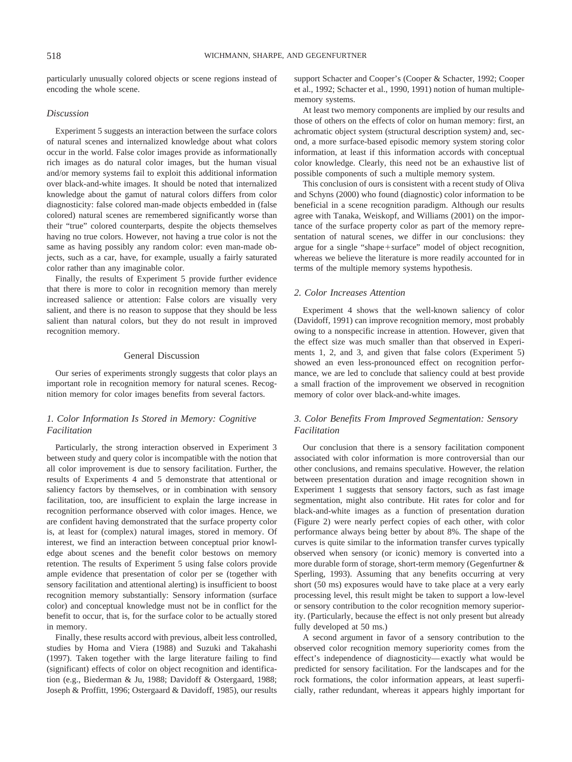particularly unusually colored objects or scene regions instead of encoding the whole scene.

### *Discussion*

Experiment 5 suggests an interaction between the surface colors of natural scenes and internalized knowledge about what colors occur in the world. False color images provide as informationally rich images as do natural color images, but the human visual and/or memory systems fail to exploit this additional information over black-and-white images. It should be noted that internalized knowledge about the gamut of natural colors differs from color diagnosticity: false colored man-made objects embedded in (false colored) natural scenes are remembered significantly worse than their "true" colored counterparts, despite the objects themselves having no true colors. However, not having a true color is not the same as having possibly any random color: even man-made objects, such as a car, have, for example, usually a fairly saturated color rather than any imaginable color.

Finally, the results of Experiment 5 provide further evidence that there is more to color in recognition memory than merely increased salience or attention: False colors are visually very salient, and there is no reason to suppose that they should be less salient than natural colors, but they do not result in improved recognition memory.

## General Discussion

Our series of experiments strongly suggests that color plays an important role in recognition memory for natural scenes. Recognition memory for color images benefits from several factors.

### *1. Color Information Is Stored in Memory: Cognitive Facilitation*

Particularly, the strong interaction observed in Experiment 3 between study and query color is incompatible with the notion that all color improvement is due to sensory facilitation. Further, the results of Experiments 4 and 5 demonstrate that attentional or saliency factors by themselves, or in combination with sensory facilitation, too, are insufficient to explain the large increase in recognition performance observed with color images. Hence, we are confident having demonstrated that the surface property color is, at least for (complex) natural images, stored in memory. Of interest, we find an interaction between conceptual prior knowledge about scenes and the benefit color bestows on memory retention. The results of Experiment 5 using false colors provide ample evidence that presentation of color per se (together with sensory facilitation and attentional alerting) is insufficient to boost recognition memory substantially: Sensory information (surface color) and conceptual knowledge must not be in conflict for the benefit to occur, that is, for the surface color to be actually stored in memory.

Finally, these results accord with previous, albeit less controlled, studies by Homa and Viera (1988) and Suzuki and Takahashi (1997). Taken together with the large literature failing to find (significant) effects of color on object recognition and identification (e.g., Biederman & Ju, 1988; Davidoff & Ostergaard, 1988; Joseph & Proffitt, 1996; Ostergaard & Davidoff, 1985), our results support Schacter and Cooper's (Cooper & Schacter, 1992; Cooper et al., 1992; Schacter et al., 1990, 1991) notion of human multiple-memory systems.

At least two memory components are implied by our results and those of others on the effects of color on human memory: first, an achromatic object system (structural description system) and, second, a more surface-based episodic memory system storing color information, at least if this information accords with conceptual color knowledge. Clearly, this need not be an exhaustive list of possible components of such a multiple memory system.

This conclusion of ours is consistent with a recent study of Oliva and Schyns (2000) who found (diagnostic) color information to be beneficial in a scene recognition paradigm. Although our results agree with Tanaka, Weiskopf, and Williams (2001) on the importance of the surface property color as part of the memory representation of natural scenes, we differ in our conclusions: they argue for a single "shape+surface" model of object recognition, whereas we believe the literature is more readily accounted for in terms of the multiple memory systems hypothesis.

### *2. Color Increases Attention*

Experiment 4 shows that the well-known saliency of color (Davidoff, 1991) can improve recognition memory, most probably owing to a nonspecific increase in attention. However, given that the effect size was much smaller than that observed in Experiments 1, 2, and 3, and given that false colors (Experiment 5) showed an even less-pronounced effect on recognition performance, we are led to conclude that saliency could at best provide a small fraction of the improvement we observed in recognition memory of color over black-and-white images.

### *3. Color Benefits From Improved Segmentation: Sensory Facilitation*

Our conclusion that there is a sensory facilitation component associated with color information is more controversial than our other conclusions, and remains speculative. However, the relation between presentation duration and image recognition shown in Experiment 1 suggests that sensory factors, such as fast image segmentation, might also contribute. Hit rates for color and for black-and-white images as a function of presentation duration (Figure 2) were nearly perfect copies of each other, with color performance always being better by about 8%. The shape of the curves is quite similar to the information transfer curves typically observed when sensory (or iconic) memory is converted into a more durable form of storage, short-term memory (Gegenfurtner & Sperling, 1993). Assuming that any benefits occurring at very short (50 ms) exposures would have to take place at a very early processing level, this result might be taken to support a low-level or sensory contribution to the color recognition memory superiority. (Particularly, because the effect is not only present but already fully developed at 50 ms.)

A second argument in favor of a sensory contribution to the observed color recognition memory superiority comes from the effect's independence of diagnosticity—exactly what would be predicted for sensory facilitation. For the landscapes and for the rock formations, the color information appears, at least superficially, rather redundant, whereas it appears highly important for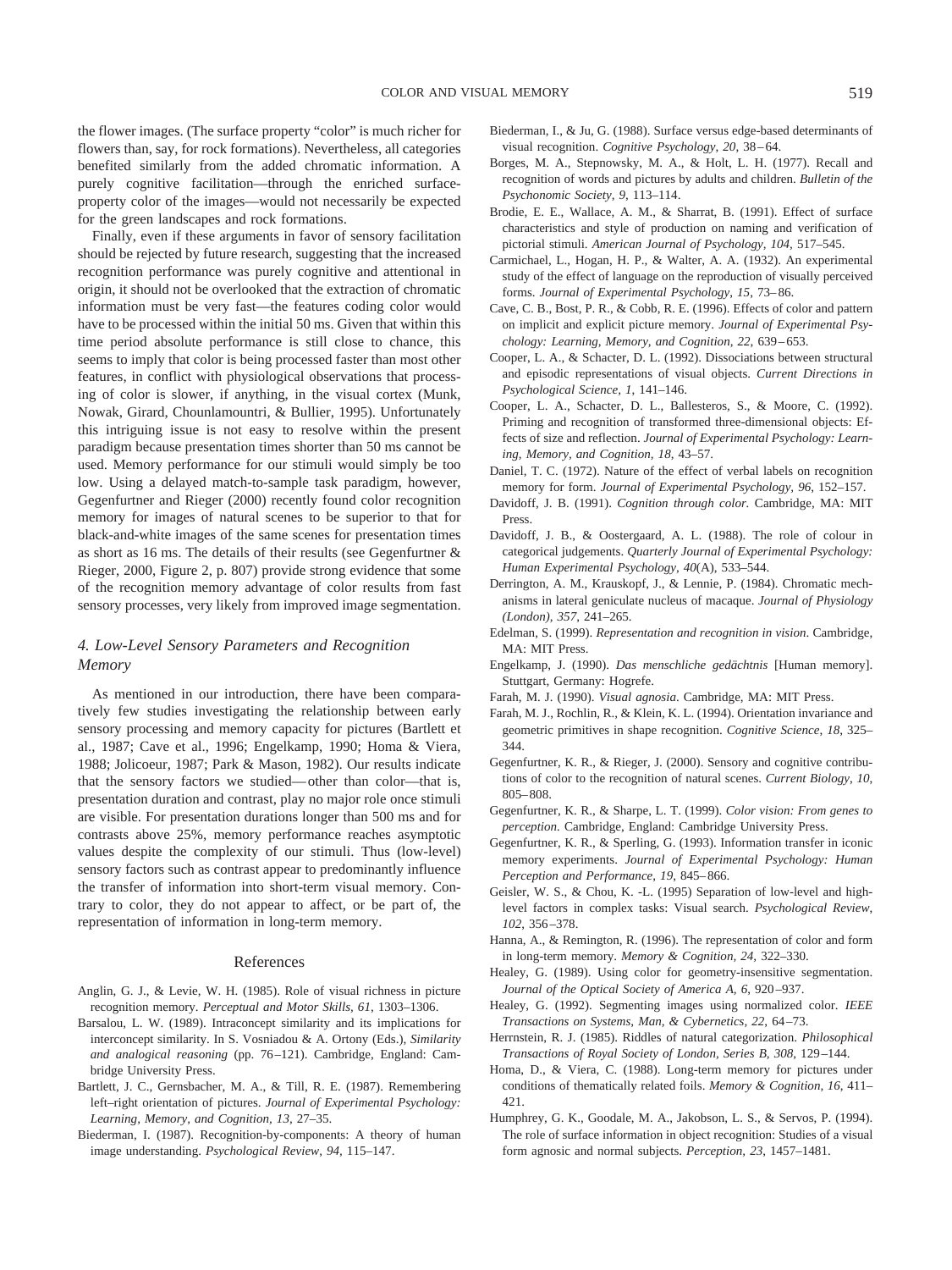the flower images. (The surface property "color" is much richer for flowers than, say, for rock formations). Nevertheless, all categories benefited similarly from the added chromatic information. A purely cognitive facilitation—through the enriched surface-property color of the images—would not necessarily be expected for the green landscapes and rock formations.

Finally, even if these arguments in favor of sensory facilitation should be rejected by future research, suggesting that the increased recognition performance was purely cognitive and attentional in origin, it should not be overlooked that the extraction of chromatic information must be very fast—the features coding color would have to be processed within the initial 50 ms. Given that within this time period absolute performance is still close to chance, this seems to imply that color is being processed faster than most other features, in conflict with physiological observations that processing of color is slower, if anything, in the visual cortex (Munk, Nowak, Girard, Chounlamountri, & Bullier, 1995). Unfortunately this intriguing issue is not easy to resolve within the present paradigm because presentation times shorter than 50 ms cannot be used. Memory performance for our stimuli would simply be too low. Using a delayed match-to-sample task paradigm, however, Gegenfurtner and Rieger (2000) recently found color recognition memory for images of natural scenes to be superior to that for black-and-white images of the same scenes for presentation times as short as 16 ms. The details of their results (see Gegenfurtner & Rieger, 2000, Figure 2, p. 807) provide strong evidence that some of the recognition memory advantage of color results from fast sensory processes, very likely from improved image segmentation.

## *4. Low-Level Sensory Parameters and Recognition Memory*

As mentioned in our introduction, there have been comparatively few studies investigating the relationship between early sensory processing and memory capacity for pictures (Bartlett et al., 1987; Cave et al., 1996; Engelkamp, 1990; Homa & Viera, 1988; Jolicoeur, 1987; Park & Mason, 1982). Our results indicate that the sensory factors we studied—other than color—that is, presentation duration and contrast, play no major role once stimuli are visible. For presentation durations longer than 500 ms and for contrasts above 25%, memory performance reaches asymptotic values despite the complexity of our stimuli. Thus (low-level) sensory factors such as contrast appear to predominantly influence the transfer of information into short-term visual memory. Contrary to color, they do not appear to affect, or be part of, the representation of information in long-term memory.

## References

Anglin, G. J., & Levie, W. H. (1985). Role of visual richness in picture recognition memory. *Perceptual and Motor Skills, 61*, 1303–1306.

Barsalou, L. W. (1989). Intraconcept similarity and its implications for interconcept similarity. In S. Vosniadou & A. Ortony (Eds.), *Similarity and analogical reasoning* (pp. 76–121). Cambridge, England: Cambridge University Press.

Bartlett, J. C., Gernsbacher, M. A., & Till, R. E. (1987). Remembering left–right orientation of pictures. *Journal of Experimental Psychology: Learning, Memory, and Cognition, 13*, 27–35.

Biederman, I. (1987). Recognition-by-components: A theory of human image understanding. *Psychological Review, 94*, 115–147.

Biederman, I., & Ju, G. (1988). Surface versus edge-based determinants of visual recognition. *Cognitive Psychology, 20*, 38–64.

Borges, M. A., Stepnowsky, M. A., & Holt, L. H. (1977). Recall and recognition of words and pictures by adults and children. *Bulletin of the Psychonomic Society, 9*, 113–114.

Brodie, E. E., Wallace, A. M., & Sharrat, B. (1991). Effect of surface characteristics and style of production on naming and verification of pictorial stimuli. *American Journal of Psychology, 104*, 517–545.

Carmichael, L., Hogan, H. P., & Walter, A. A. (1932). An experimental study of the effect of language on the reproduction of visually perceived forms. *Journal of Experimental Psychology, 15*, 73–86.

Cave, C. B., Bost, P. R., & Cobb, R. E. (1996). Effects of color and pattern on implicit and explicit picture memory. *Journal of Experimental Psychology: Learning, Memory, and Cognition, 22*, 639–653.

Cooper, L. A., & Schacter, D. L. (1992). Dissociations between structural and episodic representations of visual objects. *Current Directions in Psychological Science, 1*, 141–146.

Cooper, L. A., Schacter, D. L., Ballesteros, S., & Moore, C. (1992). Priming and recognition of transformed three-dimensional objects: Effects of size and reflection. *Journal of Experimental Psychology: Learning, Memory, and Cognition, 18*, 43–57.

Daniel, T. C. (1972). Nature of the effect of verbal labels on recognition memory for form. *Journal of Experimental Psychology, 96*, 152–157.

Davidoff, J. B. (1991). *Cognition through color.* Cambridge, MA: MIT Press.

Davidoff, J. B., & Oostergaard, A. L. (1988). The role of colour in categorical judgements. *Quarterly Journal of Experimental Psychology: Human Experimental Psychology, 40*(A), 533–544.

Derrington, A. M., Krauskopf, J., & Lennie, P. (1984). Chromatic mechanisms in lateral geniculate nucleus of macaque. *Journal of Physiology (London), 357*, 241–265.

Edelman, S. (1999). *Representation and recognition in vision*. Cambridge, MA: MIT Press.

Engelkamp, J. (1990). *Das menschliche gedächtnis* [Human memory]. Stuttgart, Germany: Hogrefe.

Farah, M. J. (1990). *Visual agnosia*. Cambridge, MA: MIT Press.

Farah, M. J., Rochlin, R., & Klein, K. L. (1994). Orientation invariance and geometric primitives in shape recognition. *Cognitive Science, 18*, 325–344.

Gegenfurtner, K. R., & Rieger, J. (2000). Sensory and cognitive contributions of color to the recognition of natural scenes. *Current Biology, 10*, 805–808.

Gegenfurtner, K. R., & Sharpe, L. T. (1999). *Color vision: From genes to perception.* Cambridge, England: Cambridge University Press.

Gegenfurtner, K. R., & Sperling, G. (1993). Information transfer in iconic memory experiments. *Journal of Experimental Psychology: Human Perception and Performance, 19*, 845–866.

Geisler, W. S., & Chou, K. -L. (1995) Separation of low-level and high-level factors in complex tasks: Visual search. *Psychological Review, 102*, 356–378.

Hanna, A., & Remington, R. (1996). The representation of color and form in long-term memory. *Memory & Cognition, 24*, 322–330.

Healey, G. (1989). Using color for geometry-insensitive segmentation. *Journal of the Optical Society of America A, 6*, 920–937.

Healey, G. (1992). Segmenting images using normalized color. *IEEE Transactions on Systems, Man, & Cybernetics, 22*, 64–73.

Herrnstein, R. J. (1985). Riddles of natural categorization. *Philosophical Transactions of Royal Society of London, Series B, 308*, 129–144.

Homa, D., & Viera, C. (1988). Long-term memory for pictures under conditions of thematically related foils. *Memory & Cognition, 16*, 411–421.

Humphrey, G. K., Goodale, M. A., Jakobson, L. S., & Servos, P. (1994). The role of surface information in object recognition: Studies of a visual form agnosic and normal subjects. *Perception, 23*, 1457–1481.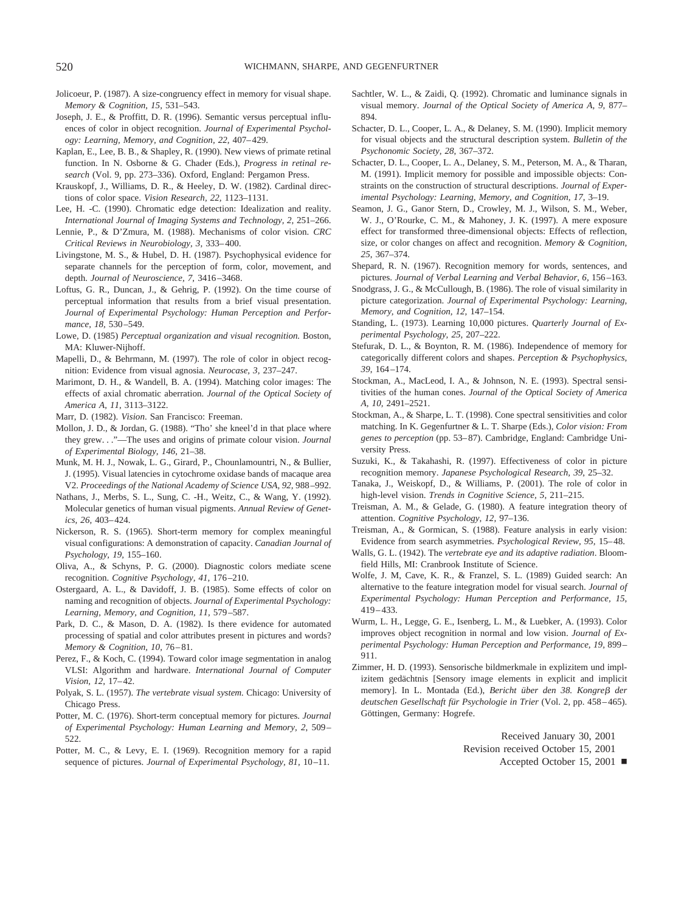Jolicoeur, P. (1987). A size-congruency effect in memory for visual shape. *Memory & Cognition*, *15*, 531–543.

Joseph, J. E., & Proffitt, D. R. (1996). Semantic versus perceptual influences of color in object recognition. *Journal of Experimental Psychology: Learning, Memory, and Cognition, 22,* 407–429.

Kaplan, E., Lee, B. B., & Shapley, R. (1990). New views of primate retinal function. In N. Osborne & G. Chader (Eds.), *Progress in retinal research* (Vol. 9, pp. 273–336). Oxford, England: Pergamon Press.

Krauskopf, J., Williams, D. R., & Heeley, D. W. (1982). Cardinal directions of color space. *Vision Research, 22,* 1123–1131.

Lee, H. -C. (1990). Chromatic edge detection: Idealization and reality. *International Journal of Imaging Systems and Technology, 2,* 251–266.

Lennie, P., & D'Zmura, M. (1988). Mechanisms of color vision. *CRC Critical Reviews in Neurobiology, 3,* 333–400.

Livingstone, M. S., & Hubel, D. H. (1987). Psychophysical evidence for separate channels for the perception of form, color, movement, and depth. *Journal of Neuroscience, 7,* 3416–3468.

Loftus, G. R., Duncan, J., & Gehrig, P. (1992). On the time course of perceptual information that results from a brief visual presentation. *Journal of Experimental Psychology: Human Perception and Performance, 18,* 530–549.

Lowe, D. (1985) *Perceptual organization and visual recognition.* Boston, MA: Kluwer-Nijhoff.

Mapelli, D., & Behrmann, M. (1997). The role of color in object recognition: Evidence from visual agnosia. *Neurocase, 3,* 237–247.

Marimont, D. H., & Wandell, B. A. (1994). Matching color images: The effects of axial chromatic aberration. *Journal of the Optical Society of America A, 11,* 3113–3122.

Marr, D. (1982). *Vision*. San Francisco: Freeman.

Mollon, J. D., & Jordan, G. (1988). "Tho' she kneel'd in that place where they grew. . ."—The uses and origins of primate colour vision. *Journal of Experimental Biology, 146,* 21–38.

Munk, M. H. J., Nowak, L. G., Girard, P., Chounlamountri, N., & Bullier, J. (1995). Visual latencies in cytochrome oxidase bands of macaque area V2. *Proceedings of the National Academy of Science USA, 92,* 988–992.

Nathans, J., Merbs, S. L., Sung, C. -H., Weitz, C., & Wang, Y. (1992). Molecular genetics of human visual pigments. *Annual Review of Genetics, 26,* 403–424.

Nickerson, R. S. (1965). Short-term memory for complex meaningful visual configurations: A demonstration of capacity. *Canadian Journal of Psychology, 19,* 155–160.

Oliva, A., & Schyns, P. G. (2000). Diagnostic colors mediate scene recognition. *Cognitive Psychology, 41,* 176–210.

Ostergaard, A. L., & Davidoff, J. B. (1985). Some effects of color on naming and recognition of objects. *Journal of Experimental Psychology: Learning, Memory, and Cognition, 11,* 579–587.

Park, D. C., & Mason, D. A. (1982). Is there evidence for automated processing of spatial and color attributes present in pictures and words? *Memory & Cognition, 10,* 76–81.

Perez, F., & Koch, C. (1994). Toward color image segmentation in analog VLSI: Algorithm and hardware. *International Journal of Computer Vision, 12,* 17–42.

Polyak, S. L. (1957). *The vertebrate visual system.* Chicago: University of Chicago Press.

Potter, M. C. (1976). Short-term conceptual memory for pictures. *Journal of Experimental Psychology: Human Learning and Memory, 2,* 509–522.

Potter, M. C., & Levy, E. I. (1969). Recognition memory for a rapid sequence of pictures. *Journal of Experimental Psychology, 81,* 10–11.

Sachtler, W. L., & Zaidi, Q. (1992). Chromatic and luminance signals in visual memory. *Journal of the Optical Society of America A, 9,* 877–894.

Schacter, D. L., Cooper, L. A., & Delaney, S. M. (1990). Implicit memory for visual objects and the structural description system. *Bulletin of the Psychonomic Society, 28,* 367–372.

Schacter, D. L., Cooper, L. A., Delaney, S. M., Peterson, M. A., & Tharan, M. (1991). Implicit memory for possible and impossible objects: Constraints on the construction of structural descriptions. *Journal of Experimental Psychology: Learning, Memory, and Cognition, 17,* 3–19.

Seamon, J. G., Ganor Stern, D., Crowley, M. J., Wilson, S. M., Weber, W. J., O'Rourke, C. M., & Mahoney, J. K. (1997). A mere exposure effect for transformed three-dimensional objects: Effects of reflection, size, or color changes on affect and recognition. *Memory & Cognition, 25,* 367–374.

Shepard, R. N. (1967). Recognition memory for words, sentences, and pictures. *Journal of Verbal Learning and Verbal Behavior, 6,* 156–163.

Snodgrass, J. G., & McCullough, B. (1986). The role of visual similarity in picture categorization. *Journal of Experimental Psychology: Learning, Memory, and Cognition, 12,* 147–154.

Standing, L. (1973). Learning 10,000 pictures. *Quarterly Journal of Experimental Psychology, 25,* 207–222.

Stefurak, D. L., & Boynton, R. M. (1986). Independence of memory for categorically different colors and shapes. *Perception & Psychophysics, 39,* 164–174.

Stockman, A., MacLeod, I. A., & Johnson, N. E. (1993). Spectral sensitivities of the human cones. *Journal of the Optical Society of America A, 10,* 2491–2521.

Stockman, A., & Sharpe, L. T. (1998). Cone spectral sensitivities and color matching. In K. Gegenfurtner & L. T. Sharpe (Eds.), *Color vision: From genes to perception* (pp. 53–87). Cambridge, England: Cambridge University Press.

Suzuki, K., & Takahashi, R. (1997). Effectiveness of color in picture recognition memory. *Japanese Psychological Research, 39,* 25–32.

Tanaka, J., Weiskopf, D., & Williams, P. (2001). The role of color in high-level vision. *Trends in Cognitive Science, 5,* 211–215.

Treisman, A. M., & Gelade, G. (1980). A feature integration theory of attention. *Cognitive Psychology, 12,* 97–136.

Treisman, A., & Gormican, S. (1988). Feature analysis in early vision: Evidence from search asymmetries. *Psychological Review, 95,* 15–48.

Walls, G. L. (1942). The *vertebrate eye and its adaptive radiation*. Bloomfield Hills, MI: Cranbrook Institute of Science.

Wolfe, J. M, Cave, K. R., & Franzel, S. L. (1989) Guided search: An alternative to the feature integration model for visual search. *Journal of Experimental Psychology: Human Perception and Performance, 15,* 419–433.

Wurm, L. H., Legge, G. E., Isenberg, L. M., & Luebker, A. (1993). Color improves object recognition in normal and low vision. *Journal of Experimental Psychology: Human Perception and Performance, 19,* 899–911.

Zimmer, H. D. (1993). Sensorische bildmerkmale in explizitem und implizitem gedächtnis [Sensory image elements in explicit and implicit memory]. In L. Montada (Ed.), *Bericht über den 38. Kongreβ der deutschen Gesellschaft für Psychologie in Trier* (Vol. 2, pp. 458–465). Göttingen, Germany: Hogrefe.

Received January 30, 2001
Revision received October 15, 2001
Accepted October 15, 2001 ■